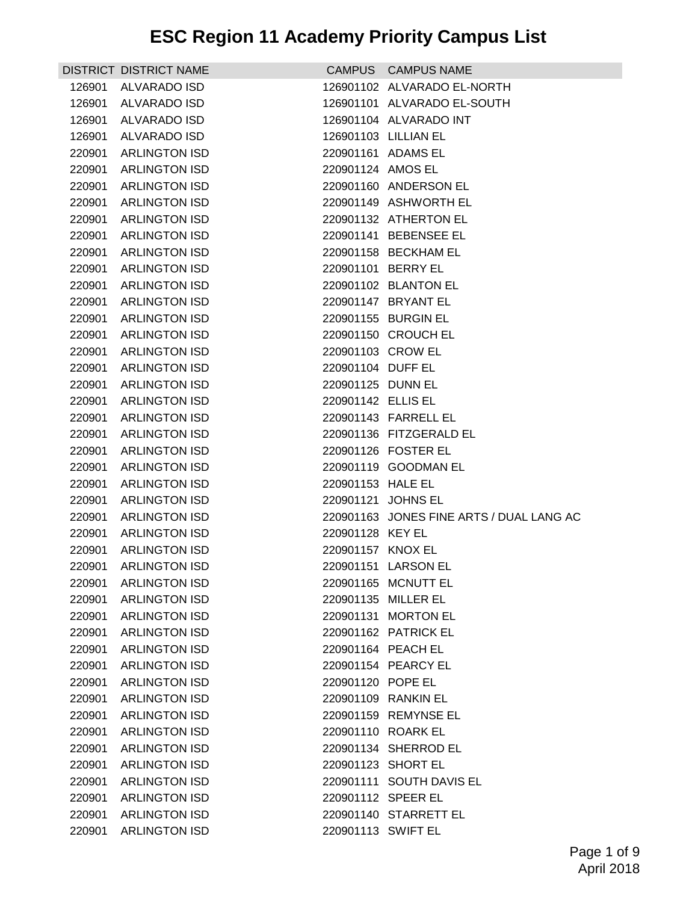# ESC Region 11 Academy Priority Campus List

| DISTRICT | DISTRICT NAME | CAMPUS | CAMPUS NAME |
|---|---|---|---|
| 126901 | ALVARADO ISD | 126901102 | ALVARADO EL-NORTH |
| 126901 | ALVARADO ISD | 126901101 | ALVARADO EL-SOUTH |
| 126901 | ALVARADO ISD | 126901104 | ALVARADO INT |
| 126901 | ALVARADO ISD | 126901103 | LILLIAN EL |
| 220901 | ARLINGTON ISD | 220901161 | ADAMS EL |
| 220901 | ARLINGTON ISD | 220901124 | AMOS EL |
| 220901 | ARLINGTON ISD | 220901160 | ANDERSON EL |
| 220901 | ARLINGTON ISD | 220901149 | ASHWORTH EL |
| 220901 | ARLINGTON ISD | 220901132 | ATHERTON EL |
| 220901 | ARLINGTON ISD | 220901141 | BEBENSEE EL |
| 220901 | ARLINGTON ISD | 220901158 | BECKHAM EL |
| 220901 | ARLINGTON ISD | 220901101 | BERRY EL |
| 220901 | ARLINGTON ISD | 220901102 | BLANTON EL |
| 220901 | ARLINGTON ISD | 220901147 | BRYANT EL |
| 220901 | ARLINGTON ISD | 220901155 | BURGIN EL |
| 220901 | ARLINGTON ISD | 220901150 | CROUCH EL |
| 220901 | ARLINGTON ISD | 220901103 | CROW EL |
| 220901 | ARLINGTON ISD | 220901104 | DUFF EL |
| 220901 | ARLINGTON ISD | 220901125 | DUNN EL |
| 220901 | ARLINGTON ISD | 220901142 | ELLIS EL |
| 220901 | ARLINGTON ISD | 220901143 | FARRELL EL |
| 220901 | ARLINGTON ISD | 220901136 | FITZGERALD EL |
| 220901 | ARLINGTON ISD | 220901126 | FOSTER EL |
| 220901 | ARLINGTON ISD | 220901119 | GOODMAN EL |
| 220901 | ARLINGTON ISD | 220901153 | HALE EL |
| 220901 | ARLINGTON ISD | 220901121 | JOHNS EL |
| 220901 | ARLINGTON ISD | 220901163 | JONES FINE ARTS / DUAL LANG AC |
| 220901 | ARLINGTON ISD | 220901128 | KEY EL |
| 220901 | ARLINGTON ISD | 220901157 | KNOX EL |
| 220901 | ARLINGTON ISD | 220901151 | LARSON EL |
| 220901 | ARLINGTON ISD | 220901165 | MCNUTT EL |
| 220901 | ARLINGTON ISD | 220901135 | MILLER EL |
| 220901 | ARLINGTON ISD | 220901131 | MORTON EL |
| 220901 | ARLINGTON ISD | 220901162 | PATRICK EL |
| 220901 | ARLINGTON ISD | 220901164 | PEACH EL |
| 220901 | ARLINGTON ISD | 220901154 | PEARCY EL |
| 220901 | ARLINGTON ISD | 220901120 | POPE EL |
| 220901 | ARLINGTON ISD | 220901109 | RANKIN EL |
| 220901 | ARLINGTON ISD | 220901159 | REMYNSE EL |
| 220901 | ARLINGTON ISD | 220901110 | ROARK EL |
| 220901 | ARLINGTON ISD | 220901134 | SHERROD EL |
| 220901 | ARLINGTON ISD | 220901123 | SHORT EL |
| 220901 | ARLINGTON ISD | 220901111 | SOUTH DAVIS EL |
| 220901 | ARLINGTON ISD | 220901112 | SPEER EL |
| 220901 | ARLINGTON ISD | 220901140 | STARRETT EL |
| 220901 | ARLINGTON ISD | 220901113 | SWIFT EL |

April 2018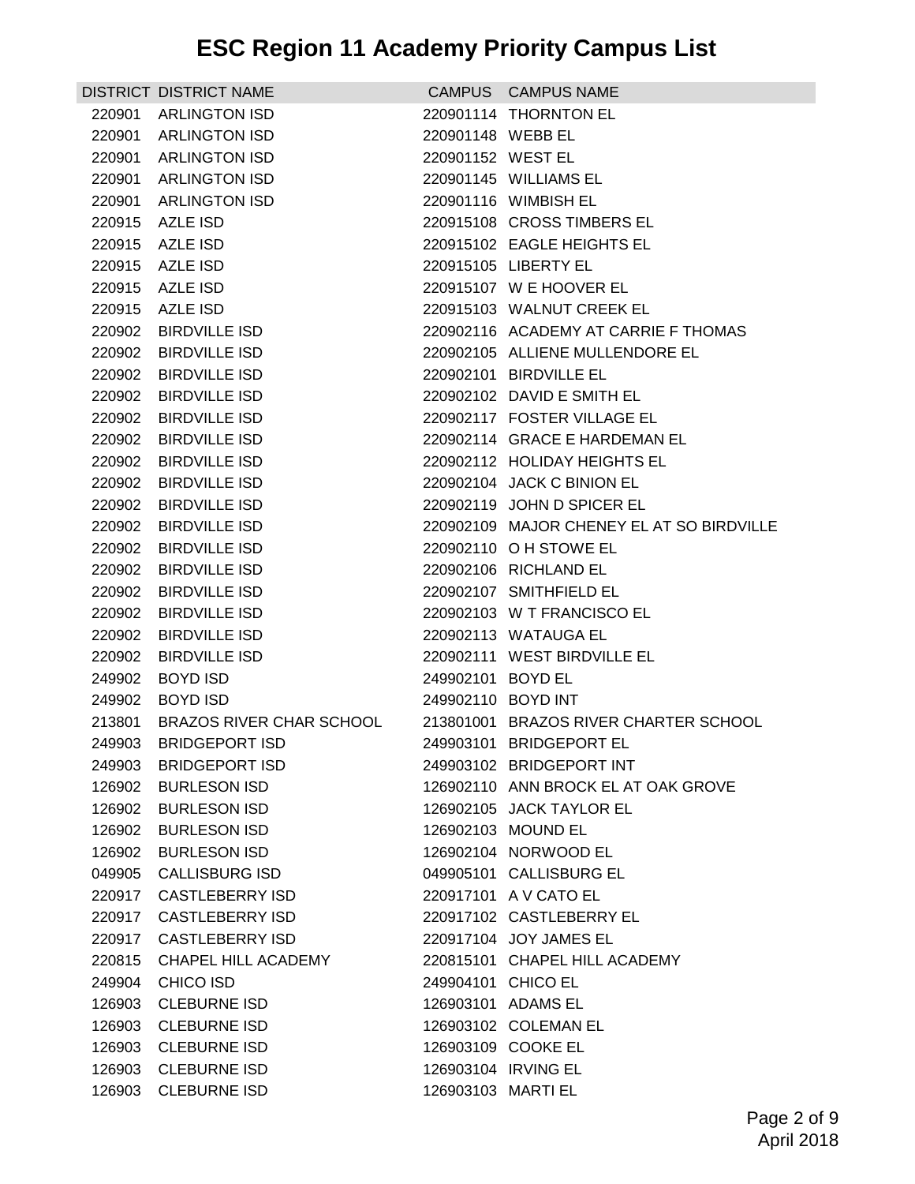# ESC Region 11 Academy Priority Campus List

| DISTRICT | DISTRICT NAME | CAMPUS | CAMPUS NAME |
|---|---|---|---|
| 220901 | ARLINGTON ISD | 220901114 | THORNTON EL |
| 220901 | ARLINGTON ISD | 220901148 | WEBB EL |
| 220901 | ARLINGTON ISD | 220901152 | WEST EL |
| 220901 | ARLINGTON ISD | 220901145 | WILLIAMS EL |
| 220901 | ARLINGTON ISD | 220901116 | WIMBISH EL |
| 220915 | AZLE ISD | 220915108 | CROSS TIMBERS EL |
| 220915 | AZLE ISD | 220915102 | EAGLE HEIGHTS EL |
| 220915 | AZLE ISD | 220915105 | LIBERTY EL |
| 220915 | AZLE ISD | 220915107 | W E HOOVER EL |
| 220915 | AZLE ISD | 220915103 | WALNUT CREEK EL |
| 220902 | BIRDVILLE ISD | 220902116 | ACADEMY AT CARRIE F THOMAS |
| 220902 | BIRDVILLE ISD | 220902105 | ALLIENE MULLENDORE EL |
| 220902 | BIRDVILLE ISD | 220902101 | BIRDVILLE EL |
| 220902 | BIRDVILLE ISD | 220902102 | DAVID E SMITH EL |
| 220902 | BIRDVILLE ISD | 220902117 | FOSTER VILLAGE EL |
| 220902 | BIRDVILLE ISD | 220902114 | GRACE E HARDEMAN EL |
| 220902 | BIRDVILLE ISD | 220902112 | HOLIDAY HEIGHTS EL |
| 220902 | BIRDVILLE ISD | 220902104 | JACK C BINION EL |
| 220902 | BIRDVILLE ISD | 220902119 | JOHN D SPICER EL |
| 220902 | BIRDVILLE ISD | 220902109 | MAJOR CHENEY EL AT SO BIRDVILLE |
| 220902 | BIRDVILLE ISD | 220902110 | O H STOWE EL |
| 220902 | BIRDVILLE ISD | 220902106 | RICHLAND EL |
| 220902 | BIRDVILLE ISD | 220902107 | SMITHFIELD EL |
| 220902 | BIRDVILLE ISD | 220902103 | W T FRANCISCO EL |
| 220902 | BIRDVILLE ISD | 220902113 | WATAUGA EL |
| 220902 | BIRDVILLE ISD | 220902111 | WEST BIRDVILLE EL |
| 249902 | BOYD ISD | 249902101 | BOYD EL |
| 249902 | BOYD ISD | 249902110 | BOYD INT |
| 213801 | BRAZOS RIVER CHAR SCHOOL | 213801001 | BRAZOS RIVER CHARTER SCHOOL |
| 249903 | BRIDGEPORT ISD | 249903101 | BRIDGEPORT EL |
| 249903 | BRIDGEPORT ISD | 249903102 | BRIDGEPORT INT |
| 126902 | BURLESON ISD | 126902110 | ANN BROCK EL AT OAK GROVE |
| 126902 | BURLESON ISD | 126902105 | JACK TAYLOR EL |
| 126902 | BURLESON ISD | 126902103 | MOUND EL |
| 126902 | BURLESON ISD | 126902104 | NORWOOD EL |
| 049905 | CALLISBURG ISD | 049905101 | CALLISBURG EL |
| 220917 | CASTLEBERRY ISD | 220917101 | A V CATO EL |
| 220917 | CASTLEBERRY ISD | 220917102 | CASTLEBERRY EL |
| 220917 | CASTLEBERRY ISD | 220917104 | JOY JAMES EL |
| 220815 | CHAPEL HILL ACADEMY | 220815101 | CHAPEL HILL ACADEMY |
| 249904 | CHICO ISD | 249904101 | CHICO EL |
| 126903 | CLEBURNE ISD | 126903101 | ADAMS EL |
| 126903 | CLEBURNE ISD | 126903102 | COLEMAN EL |
| 126903 | CLEBURNE ISD | 126903109 | COOKE EL |
| 126903 | CLEBURNE ISD | 126903104 | IRVING EL |
| 126903 | CLEBURNE ISD | 126903103 | MARTI EL |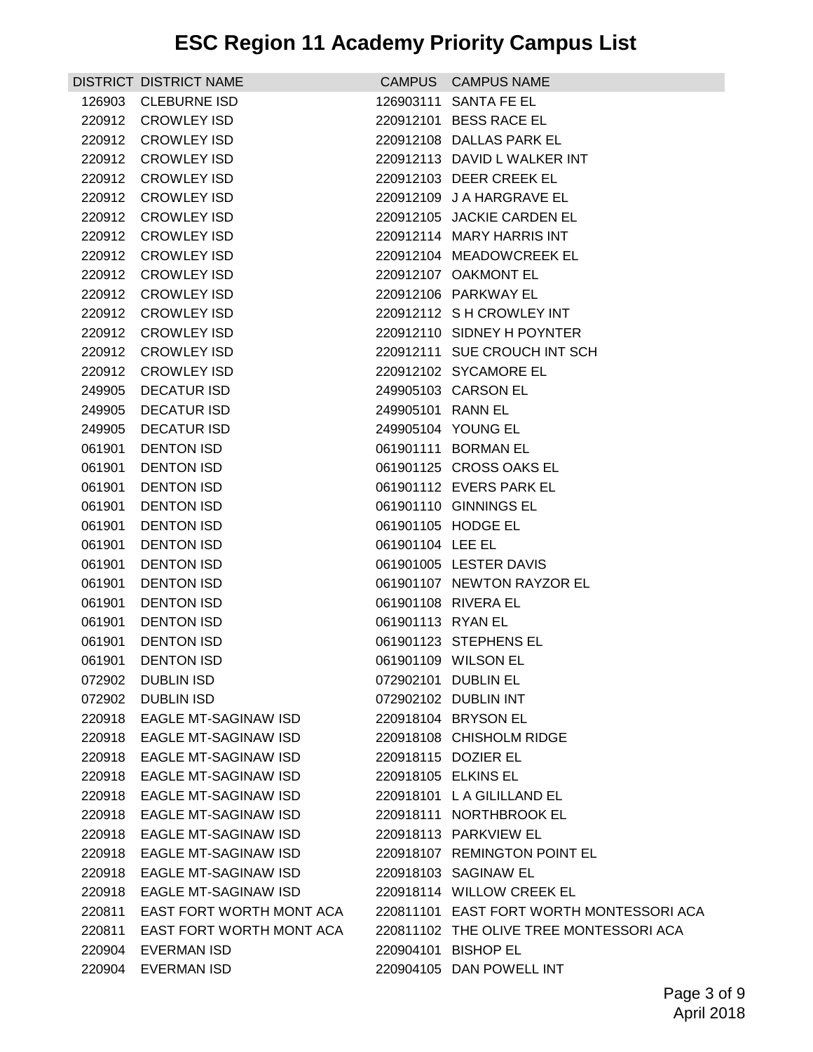# ESC Region 11 Academy Priority Campus List

| DISTRICT | DISTRICT NAME | CAMPUS | CAMPUS NAME |
|---|---|---|---|
| 126903 | CLEBURNE ISD | 126903111 | SANTA FE EL |
| 220912 | CROWLEY ISD | 220912101 | BESS RACE EL |
| 220912 | CROWLEY ISD | 220912108 | DALLAS PARK EL |
| 220912 | CROWLEY ISD | 220912113 | DAVID L WALKER INT |
| 220912 | CROWLEY ISD | 220912103 | DEER CREEK EL |
| 220912 | CROWLEY ISD | 220912109 | J A HARGRAVE EL |
| 220912 | CROWLEY ISD | 220912105 | JACKIE CARDEN EL |
| 220912 | CROWLEY ISD | 220912114 | MARY HARRIS INT |
| 220912 | CROWLEY ISD | 220912104 | MEADOWCREEK EL |
| 220912 | CROWLEY ISD | 220912107 | OAKMONT EL |
| 220912 | CROWLEY ISD | 220912106 | PARKWAY EL |
| 220912 | CROWLEY ISD | 220912112 | S H CROWLEY INT |
| 220912 | CROWLEY ISD | 220912110 | SIDNEY H POYNTER |
| 220912 | CROWLEY ISD | 220912111 | SUE CROUCH INT SCH |
| 220912 | CROWLEY ISD | 220912102 | SYCAMORE EL |
| 249905 | DECATUR ISD | 249905103 | CARSON EL |
| 249905 | DECATUR ISD | 249905101 | RANN EL |
| 249905 | DECATUR ISD | 249905104 | YOUNG EL |
| 061901 | DENTON ISD | 061901111 | BORMAN EL |
| 061901 | DENTON ISD | 061901125 | CROSS OAKS EL |
| 061901 | DENTON ISD | 061901112 | EVERS PARK EL |
| 061901 | DENTON ISD | 061901110 | GINNINGS EL |
| 061901 | DENTON ISD | 061901105 | HODGE EL |
| 061901 | DENTON ISD | 061901104 | LEE EL |
| 061901 | DENTON ISD | 061901005 | LESTER DAVIS |
| 061901 | DENTON ISD | 061901107 | NEWTON RAYZOR EL |
| 061901 | DENTON ISD | 061901108 | RIVERA EL |
| 061901 | DENTON ISD | 061901113 | RYAN EL |
| 061901 | DENTON ISD | 061901123 | STEPHENS EL |
| 061901 | DENTON ISD | 061901109 | WILSON EL |
| 072902 | DUBLIN ISD | 072902101 | DUBLIN EL |
| 072902 | DUBLIN ISD | 072902102 | DUBLIN INT |
| 220918 | EAGLE MT-SAGINAW ISD | 220918104 | BRYSON EL |
| 220918 | EAGLE MT-SAGINAW ISD | 220918108 | CHISHOLM RIDGE |
| 220918 | EAGLE MT-SAGINAW ISD | 220918115 | DOZIER EL |
| 220918 | EAGLE MT-SAGINAW ISD | 220918105 | ELKINS EL |
| 220918 | EAGLE MT-SAGINAW ISD | 220918101 | L A GILILLAND EL |
| 220918 | EAGLE MT-SAGINAW ISD | 220918111 | NORTHBROOK EL |
| 220918 | EAGLE MT-SAGINAW ISD | 220918113 | PARKVIEW EL |
| 220918 | EAGLE MT-SAGINAW ISD | 220918107 | REMINGTON POINT EL |
| 220918 | EAGLE MT-SAGINAW ISD | 220918103 | SAGINAW EL |
| 220918 | EAGLE MT-SAGINAW ISD | 220918114 | WILLOW CREEK EL |
| 220811 | EAST FORT WORTH MONT ACA | 220811101 | EAST FORT WORTH MONTESSORI ACA |
| 220811 | EAST FORT WORTH MONT ACA | 220811102 | THE OLIVE TREE MONTESSORI ACA |
| 220904 | EVERMAN ISD | 220904101 | BISHOP EL |
| 220904 | EVERMAN ISD | 220904105 | DAN POWELL INT |

April 2018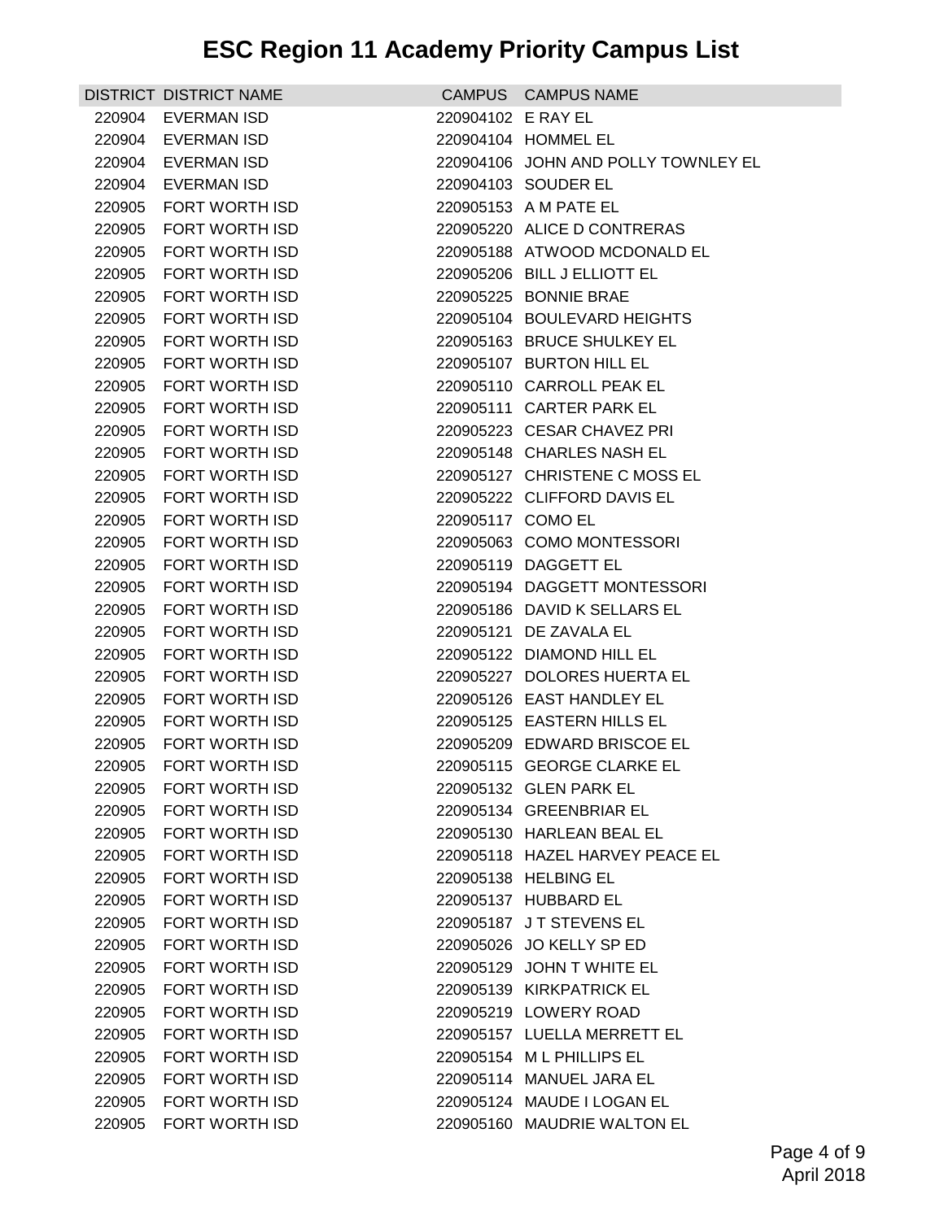# ESC Region 11 Academy Priority Campus List

| DISTRICT | DISTRICT NAME | CAMPUS | CAMPUS NAME |
| --- | --- | --- | --- |
| 220904 | EVERMAN ISD | 220904102 | E RAY EL |
| 220904 | EVERMAN ISD | 220904104 | HOMMEL EL |
| 220904 | EVERMAN ISD | 220904106 | JOHN AND POLLY TOWNLEY EL |
| 220904 | EVERMAN ISD | 220904103 | SOUDER EL |
| 220905 | FORT WORTH ISD | 220905153 | A M PATE EL |
| 220905 | FORT WORTH ISD | 220905220 | ALICE D CONTRERAS |
| 220905 | FORT WORTH ISD | 220905188 | ATWOOD MCDONALD EL |
| 220905 | FORT WORTH ISD | 220905206 | BILL J ELLIOTT EL |
| 220905 | FORT WORTH ISD | 220905225 | BONNIE BRAE |
| 220905 | FORT WORTH ISD | 220905104 | BOULEVARD HEIGHTS |
| 220905 | FORT WORTH ISD | 220905163 | BRUCE SHULKEY EL |
| 220905 | FORT WORTH ISD | 220905107 | BURTON HILL EL |
| 220905 | FORT WORTH ISD | 220905110 | CARROLL PEAK EL |
| 220905 | FORT WORTH ISD | 220905111 | CARTER PARK EL |
| 220905 | FORT WORTH ISD | 220905223 | CESAR CHAVEZ PRI |
| 220905 | FORT WORTH ISD | 220905148 | CHARLES NASH EL |
| 220905 | FORT WORTH ISD | 220905127 | CHRISTENE C MOSS EL |
| 220905 | FORT WORTH ISD | 220905222 | CLIFFORD DAVIS EL |
| 220905 | FORT WORTH ISD | 220905117 | COMO EL |
| 220905 | FORT WORTH ISD | 220905063 | COMO MONTESSORI |
| 220905 | FORT WORTH ISD | 220905119 | DAGGETT EL |
| 220905 | FORT WORTH ISD | 220905194 | DAGGETT MONTESSORI |
| 220905 | FORT WORTH ISD | 220905186 | DAVID K SELLARS EL |
| 220905 | FORT WORTH ISD | 220905121 | DE ZAVALA EL |
| 220905 | FORT WORTH ISD | 220905122 | DIAMOND HILL EL |
| 220905 | FORT WORTH ISD | 220905227 | DOLORES HUERTA EL |
| 220905 | FORT WORTH ISD | 220905126 | EAST HANDLEY EL |
| 220905 | FORT WORTH ISD | 220905125 | EASTERN HILLS EL |
| 220905 | FORT WORTH ISD | 220905209 | EDWARD BRISCOE EL |
| 220905 | FORT WORTH ISD | 220905115 | GEORGE CLARKE EL |
| 220905 | FORT WORTH ISD | 220905132 | GLEN PARK EL |
| 220905 | FORT WORTH ISD | 220905134 | GREENBRIAR EL |
| 220905 | FORT WORTH ISD | 220905130 | HARLEAN BEAL EL |
| 220905 | FORT WORTH ISD | 220905118 | HAZEL HARVEY PEACE EL |
| 220905 | FORT WORTH ISD | 220905138 | HELBING EL |
| 220905 | FORT WORTH ISD | 220905137 | HUBBARD EL |
| 220905 | FORT WORTH ISD | 220905187 | J T STEVENS EL |
| 220905 | FORT WORTH ISD | 220905026 | JO KELLY SP ED |
| 220905 | FORT WORTH ISD | 220905129 | JOHN T WHITE EL |
| 220905 | FORT WORTH ISD | 220905139 | KIRKPATRICK EL |
| 220905 | FORT WORTH ISD | 220905219 | LOWERY ROAD |
| 220905 | FORT WORTH ISD | 220905157 | LUELLA MERRETT EL |
| 220905 | FORT WORTH ISD | 220905154 | M L PHILLIPS EL |
| 220905 | FORT WORTH ISD | 220905114 | MANUEL JARA EL |
| 220905 | FORT WORTH ISD | 220905124 | MAUDE I LOGAN EL |
| 220905 | FORT WORTH ISD | 220905160 | MAUDRIE WALTON EL |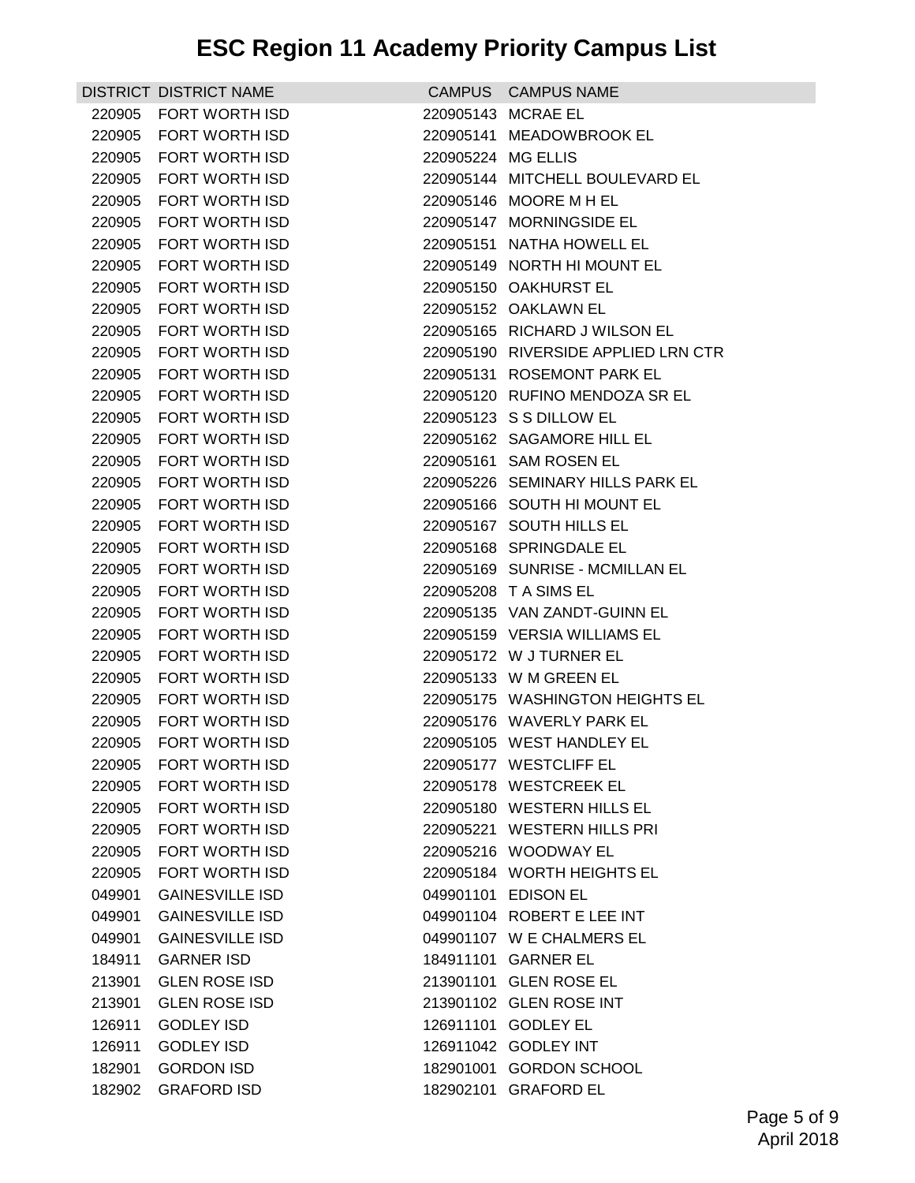# ESC Region 11 Academy Priority Campus List

| DISTRICT | DISTRICT NAME | CAMPUS | CAMPUS NAME |
|---|---|---|---|
| 220905 | FORT WORTH ISD | 220905143 | MCRAE EL |
| 220905 | FORT WORTH ISD | 220905141 | MEADOWBROOK EL |
| 220905 | FORT WORTH ISD | 220905224 | MG ELLIS |
| 220905 | FORT WORTH ISD | 220905144 | MITCHELL BOULEVARD EL |
| 220905 | FORT WORTH ISD | 220905146 | MOORE M H EL |
| 220905 | FORT WORTH ISD | 220905147 | MORNINGSIDE EL |
| 220905 | FORT WORTH ISD | 220905151 | NATHA HOWELL EL |
| 220905 | FORT WORTH ISD | 220905149 | NORTH HI MOUNT EL |
| 220905 | FORT WORTH ISD | 220905150 | OAKHURST EL |
| 220905 | FORT WORTH ISD | 220905152 | OAKLAWN EL |
| 220905 | FORT WORTH ISD | 220905165 | RICHARD J WILSON EL |
| 220905 | FORT WORTH ISD | 220905190 | RIVERSIDE APPLIED LRN CTR |
| 220905 | FORT WORTH ISD | 220905131 | ROSEMONT PARK EL |
| 220905 | FORT WORTH ISD | 220905120 | RUFINO MENDOZA SR EL |
| 220905 | FORT WORTH ISD | 220905123 | S S DILLOW EL |
| 220905 | FORT WORTH ISD | 220905162 | SAGAMORE HILL EL |
| 220905 | FORT WORTH ISD | 220905161 | SAM ROSEN EL |
| 220905 | FORT WORTH ISD | 220905226 | SEMINARY HILLS PARK EL |
| 220905 | FORT WORTH ISD | 220905166 | SOUTH HI MOUNT EL |
| 220905 | FORT WORTH ISD | 220905167 | SOUTH HILLS EL |
| 220905 | FORT WORTH ISD | 220905168 | SPRINGDALE EL |
| 220905 | FORT WORTH ISD | 220905169 | SUNRISE - MCMILLAN EL |
| 220905 | FORT WORTH ISD | 220905208 | T A SIMS EL |
| 220905 | FORT WORTH ISD | 220905135 | VAN ZANDT-GUINN EL |
| 220905 | FORT WORTH ISD | 220905159 | VERSIA WILLIAMS EL |
| 220905 | FORT WORTH ISD | 220905172 | W J TURNER EL |
| 220905 | FORT WORTH ISD | 220905133 | W M GREEN EL |
| 220905 | FORT WORTH ISD | 220905175 | WASHINGTON HEIGHTS EL |
| 220905 | FORT WORTH ISD | 220905176 | WAVERLY PARK EL |
| 220905 | FORT WORTH ISD | 220905105 | WEST HANDLEY EL |
| 220905 | FORT WORTH ISD | 220905177 | WESTCLIFF EL |
| 220905 | FORT WORTH ISD | 220905178 | WESTCREEK EL |
| 220905 | FORT WORTH ISD | 220905180 | WESTERN HILLS EL |
| 220905 | FORT WORTH ISD | 220905221 | WESTERN HILLS PRI |
| 220905 | FORT WORTH ISD | 220905216 | WOODWAY EL |
| 220905 | FORT WORTH ISD | 220905184 | WORTH HEIGHTS EL |
| 049901 | GAINESVILLE ISD | 049901101 | EDISON EL |
| 049901 | GAINESVILLE ISD | 049901104 | ROBERT E LEE INT |
| 049901 | GAINESVILLE ISD | 049901107 | W E CHALMERS EL |
| 184911 | GARNER ISD | 184911101 | GARNER EL |
| 213901 | GLEN ROSE ISD | 213901101 | GLEN ROSE EL |
| 213901 | GLEN ROSE ISD | 213901102 | GLEN ROSE INT |
| 126911 | GODLEY ISD | 126911101 | GODLEY EL |
| 126911 | GODLEY ISD | 126911042 | GODLEY INT |
| 182901 | GORDON ISD | 182901001 | GORDON SCHOOL |
| 182902 | GRAFORD ISD | 182902101 | GRAFORD EL |

April 2018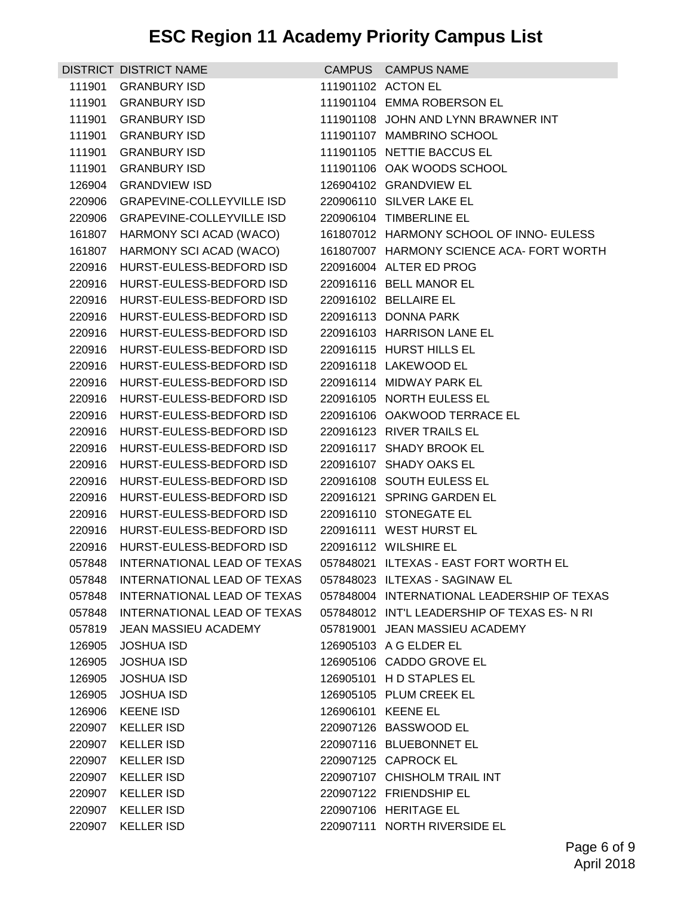# ESC Region 11 Academy Priority Campus List

| DISTRICT | DISTRICT NAME | CAMPUS | CAMPUS NAME |
|---|---|---|---|
| 111901 | GRANBURY ISD | 111901102 | ACTON EL |
| 111901 | GRANBURY ISD | 111901104 | EMMA ROBERSON EL |
| 111901 | GRANBURY ISD | 111901108 | JOHN AND LYNN BRAWNER INT |
| 111901 | GRANBURY ISD | 111901107 | MAMBRINO SCHOOL |
| 111901 | GRANBURY ISD | 111901105 | NETTIE BACCUS EL |
| 111901 | GRANBURY ISD | 111901106 | OAK WOODS SCHOOL |
| 126904 | GRANDVIEW ISD | 126904102 | GRANDVIEW EL |
| 220906 | GRAPEVINE-COLLEYVILLE ISD | 220906110 | SILVER LAKE EL |
| 220906 | GRAPEVINE-COLLEYVILLE ISD | 220906104 | TIMBERLINE EL |
| 161807 | HARMONY SCI ACAD (WACO) | 161807012 | HARMONY SCHOOL OF INNO- EULESS |
| 161807 | HARMONY SCI ACAD (WACO) | 161807007 | HARMONY SCIENCE ACA- FORT WORTH |
| 220916 | HURST-EULESS-BEDFORD ISD | 220916004 | ALTER ED PROG |
| 220916 | HURST-EULESS-BEDFORD ISD | 220916116 | BELL MANOR EL |
| 220916 | HURST-EULESS-BEDFORD ISD | 220916102 | BELLAIRE EL |
| 220916 | HURST-EULESS-BEDFORD ISD | 220916113 | DONNA PARK |
| 220916 | HURST-EULESS-BEDFORD ISD | 220916103 | HARRISON LANE EL |
| 220916 | HURST-EULESS-BEDFORD ISD | 220916115 | HURST HILLS EL |
| 220916 | HURST-EULESS-BEDFORD ISD | 220916118 | LAKEWOOD EL |
| 220916 | HURST-EULESS-BEDFORD ISD | 220916114 | MIDWAY PARK EL |
| 220916 | HURST-EULESS-BEDFORD ISD | 220916105 | NORTH EULESS EL |
| 220916 | HURST-EULESS-BEDFORD ISD | 220916106 | OAKWOOD TERRACE EL |
| 220916 | HURST-EULESS-BEDFORD ISD | 220916123 | RIVER TRAILS EL |
| 220916 | HURST-EULESS-BEDFORD ISD | 220916117 | SHADY BROOK EL |
| 220916 | HURST-EULESS-BEDFORD ISD | 220916107 | SHADY OAKS EL |
| 220916 | HURST-EULESS-BEDFORD ISD | 220916108 | SOUTH EULESS EL |
| 220916 | HURST-EULESS-BEDFORD ISD | 220916121 | SPRING GARDEN EL |
| 220916 | HURST-EULESS-BEDFORD ISD | 220916110 | STONEGATE EL |
| 220916 | HURST-EULESS-BEDFORD ISD | 220916111 | WEST HURST EL |
| 220916 | HURST-EULESS-BEDFORD ISD | 220916112 | WILSHIRE EL |
| 057848 | INTERNATIONAL LEAD OF TEXAS | 057848021 | ILTEXAS - EAST FORT WORTH EL |
| 057848 | INTERNATIONAL LEAD OF TEXAS | 057848023 | ILTEXAS - SAGINAW EL |
| 057848 | INTERNATIONAL LEAD OF TEXAS | 057848004 | INTERNATIONAL LEADERSHIP OF TEXAS |
| 057848 | INTERNATIONAL LEAD OF TEXAS | 057848012 | INT'L LEADERSHIP OF TEXAS ES- N RI |
| 057819 | JEAN MASSIEU ACADEMY | 057819001 | JEAN MASSIEU ACADEMY |
| 126905 | JOSHUA ISD | 126905103 | A G ELDER EL |
| 126905 | JOSHUA ISD | 126905106 | CADDO GROVE EL |
| 126905 | JOSHUA ISD | 126905101 | H D STAPLES EL |
| 126905 | JOSHUA ISD | 126905105 | PLUM CREEK EL |
| 126906 | KEENE ISD | 126906101 | KEENE EL |
| 220907 | KELLER ISD | 220907126 | BASSWOOD EL |
| 220907 | KELLER ISD | 220907116 | BLUEBONNET EL |
| 220907 | KELLER ISD | 220907125 | CAPROCK EL |
| 220907 | KELLER ISD | 220907107 | CHISHOLM TRAIL INT |
| 220907 | KELLER ISD | 220907122 | FRIENDSHIP EL |
| 220907 | KELLER ISD | 220907106 | HERITAGE EL |
| 220907 | KELLER ISD | 220907111 | NORTH RIVERSIDE EL |

April 2018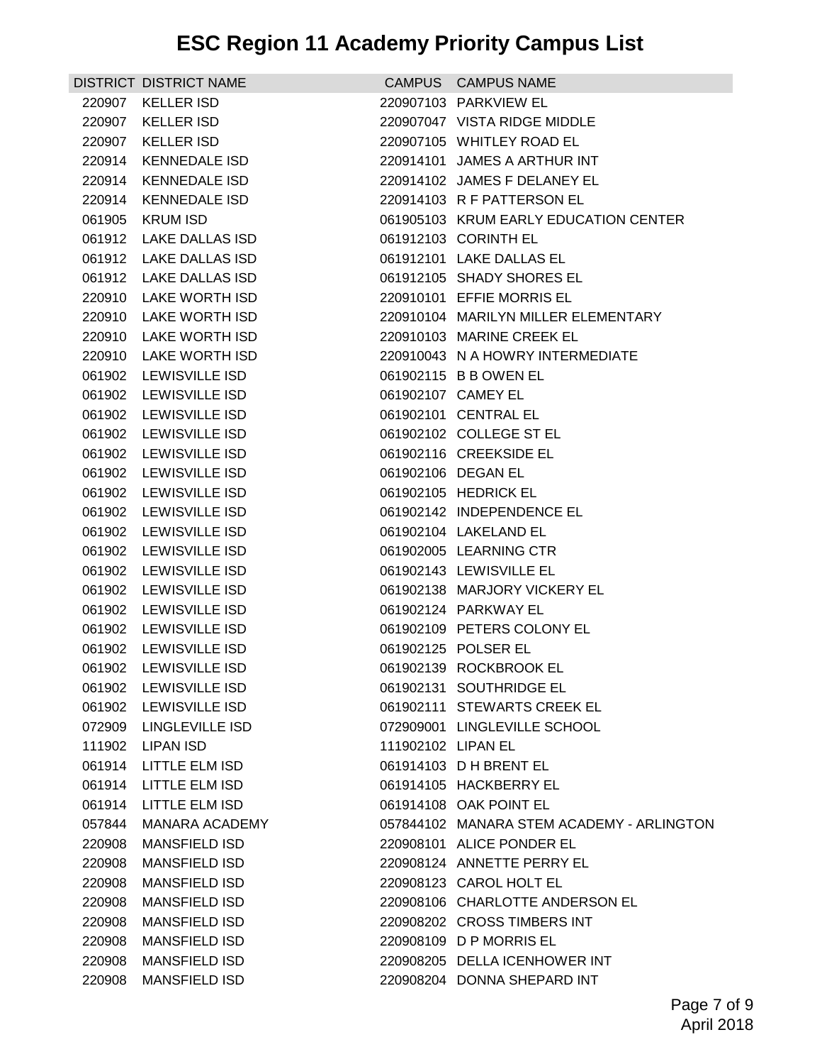# ESC Region 11 Academy Priority Campus List

| DISTRICT | DISTRICT NAME | CAMPUS | CAMPUS NAME |
|---|---|---|---|
| 220907 | KELLER ISD | 220907103 | PARKVIEW EL |
| 220907 | KELLER ISD | 220907047 | VISTA RIDGE MIDDLE |
| 220907 | KELLER ISD | 220907105 | WHITLEY ROAD EL |
| 220914 | KENNEDALE ISD | 220914101 | JAMES A ARTHUR INT |
| 220914 | KENNEDALE ISD | 220914102 | JAMES F DELANEY EL |
| 220914 | KENNEDALE ISD | 220914103 | R F PATTERSON EL |
| 061905 | KRUM ISD | 061905103 | KRUM EARLY EDUCATION CENTER |
| 061912 | LAKE DALLAS ISD | 061912103 | CORINTH EL |
| 061912 | LAKE DALLAS ISD | 061912101 | LAKE DALLAS EL |
| 061912 | LAKE DALLAS ISD | 061912105 | SHADY SHORES EL |
| 220910 | LAKE WORTH ISD | 220910101 | EFFIE MORRIS EL |
| 220910 | LAKE WORTH ISD | 220910104 | MARILYN MILLER ELEMENTARY |
| 220910 | LAKE WORTH ISD | 220910103 | MARINE CREEK EL |
| 220910 | LAKE WORTH ISD | 220910043 | N A HOWRY INTERMEDIATE |
| 061902 | LEWISVILLE ISD | 061902115 | B B OWEN EL |
| 061902 | LEWISVILLE ISD | 061902107 | CAMEY EL |
| 061902 | LEWISVILLE ISD | 061902101 | CENTRAL EL |
| 061902 | LEWISVILLE ISD | 061902102 | COLLEGE ST EL |
| 061902 | LEWISVILLE ISD | 061902116 | CREEKSIDE EL |
| 061902 | LEWISVILLE ISD | 061902106 | DEGAN EL |
| 061902 | LEWISVILLE ISD | 061902105 | HEDRICK EL |
| 061902 | LEWISVILLE ISD | 061902142 | INDEPENDENCE EL |
| 061902 | LEWISVILLE ISD | 061902104 | LAKELAND EL |
| 061902 | LEWISVILLE ISD | 061902005 | LEARNING CTR |
| 061902 | LEWISVILLE ISD | 061902143 | LEWISVILLE EL |
| 061902 | LEWISVILLE ISD | 061902138 | MARJORY VICKERY EL |
| 061902 | LEWISVILLE ISD | 061902124 | PARKWAY EL |
| 061902 | LEWISVILLE ISD | 061902109 | PETERS COLONY EL |
| 061902 | LEWISVILLE ISD | 061902125 | POLSER EL |
| 061902 | LEWISVILLE ISD | 061902139 | ROCKBROOK EL |
| 061902 | LEWISVILLE ISD | 061902131 | SOUTHRIDGE EL |
| 061902 | LEWISVILLE ISD | 061902111 | STEWARTS CREEK EL |
| 072909 | LINGLEVILLE ISD | 072909001 | LINGLEVILLE SCHOOL |
| 111902 | LIPAN ISD | 111902102 | LIPAN EL |
| 061914 | LITTLE ELM ISD | 061914103 | D H BRENT EL |
| 061914 | LITTLE ELM ISD | 061914105 | HACKBERRY EL |
| 061914 | LITTLE ELM ISD | 061914108 | OAK POINT EL |
| 057844 | MANARA ACADEMY | 057844102 | MANARA STEM ACADEMY - ARLINGTON |
| 220908 | MANSFIELD ISD | 220908101 | ALICE PONDER EL |
| 220908 | MANSFIELD ISD | 220908124 | ANNETTE PERRY EL |
| 220908 | MANSFIELD ISD | 220908123 | CAROL HOLT EL |
| 220908 | MANSFIELD ISD | 220908106 | CHARLOTTE ANDERSON EL |
| 220908 | MANSFIELD ISD | 220908202 | CROSS TIMBERS INT |
| 220908 | MANSFIELD ISD | 220908109 | D P MORRIS EL |
| 220908 | MANSFIELD ISD | 220908205 | DELLA ICENHOWER INT |
| 220908 | MANSFIELD ISD | 220908204 | DONNA SHEPARD INT |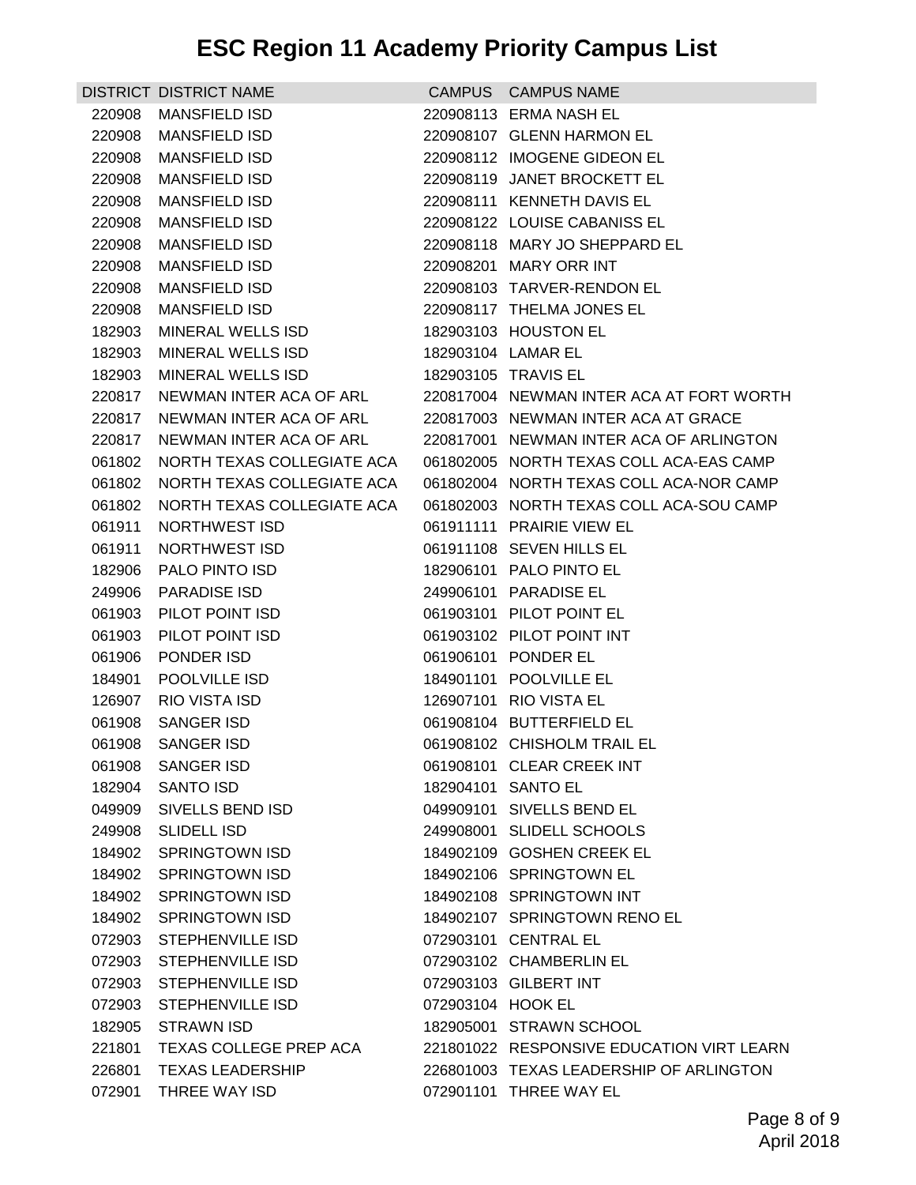# ESC Region 11 Academy Priority Campus List

| DISTRICT | DISTRICT NAME | CAMPUS | CAMPUS NAME |
| --- | --- | --- | --- |
| 220908 | MANSFIELD ISD | 220908113 | ERMA NASH EL |
| 220908 | MANSFIELD ISD | 220908107 | GLENN HARMON EL |
| 220908 | MANSFIELD ISD | 220908112 | IMOGENE GIDEON EL |
| 220908 | MANSFIELD ISD | 220908119 | JANET BROCKETT EL |
| 220908 | MANSFIELD ISD | 220908111 | KENNETH DAVIS EL |
| 220908 | MANSFIELD ISD | 220908122 | LOUISE CABANISS EL |
| 220908 | MANSFIELD ISD | 220908118 | MARY JO SHEPPARD EL |
| 220908 | MANSFIELD ISD | 220908201 | MARY ORR INT |
| 220908 | MANSFIELD ISD | 220908103 | TARVER-RENDON EL |
| 220908 | MANSFIELD ISD | 220908117 | THELMA JONES EL |
| 182903 | MINERAL WELLS ISD | 182903103 | HOUSTON EL |
| 182903 | MINERAL WELLS ISD | 182903104 | LAMAR EL |
| 182903 | MINERAL WELLS ISD | 182903105 | TRAVIS EL |
| 220817 | NEWMAN INTER ACA OF ARL | 220817004 | NEWMAN INTER ACA AT FORT WORTH |
| 220817 | NEWMAN INTER ACA OF ARL | 220817003 | NEWMAN INTER ACA AT GRACE |
| 220817 | NEWMAN INTER ACA OF ARL | 220817001 | NEWMAN INTER ACA OF ARLINGTON |
| 061802 | NORTH TEXAS COLLEGIATE ACA | 061802005 | NORTH TEXAS COLL ACA-EAS CAMP |
| 061802 | NORTH TEXAS COLLEGIATE ACA | 061802004 | NORTH TEXAS COLL ACA-NOR CAMP |
| 061802 | NORTH TEXAS COLLEGIATE ACA | 061802003 | NORTH TEXAS COLL ACA-SOU CAMP |
| 061911 | NORTHWEST ISD | 061911111 | PRAIRIE VIEW EL |
| 061911 | NORTHWEST ISD | 061911108 | SEVEN HILLS EL |
| 182906 | PALO PINTO ISD | 182906101 | PALO PINTO EL |
| 249906 | PARADISE ISD | 249906101 | PARADISE EL |
| 061903 | PILOT POINT ISD | 061903101 | PILOT POINT EL |
| 061903 | PILOT POINT ISD | 061903102 | PILOT POINT INT |
| 061906 | PONDER ISD | 061906101 | PONDER EL |
| 184901 | POOLVILLE ISD | 184901101 | POOLVILLE EL |
| 126907 | RIO VISTA ISD | 126907101 | RIO VISTA EL |
| 061908 | SANGER ISD | 061908104 | BUTTERFIELD EL |
| 061908 | SANGER ISD | 061908102 | CHISHOLM TRAIL EL |
| 061908 | SANGER ISD | 061908101 | CLEAR CREEK INT |
| 182904 | SANTO ISD | 182904101 | SANTO EL |
| 049909 | SIVELLS BEND ISD | 049909101 | SIVELLS BEND EL |
| 249908 | SLIDELL ISD | 249908001 | SLIDELL SCHOOLS |
| 184902 | SPRINGTOWN ISD | 184902109 | GOSHEN CREEK EL |
| 184902 | SPRINGTOWN ISD | 184902106 | SPRINGTOWN EL |
| 184902 | SPRINGTOWN ISD | 184902108 | SPRINGTOWN INT |
| 184902 | SPRINGTOWN ISD | 184902107 | SPRINGTOWN RENO EL |
| 072903 | STEPHENVILLE ISD | 072903101 | CENTRAL EL |
| 072903 | STEPHENVILLE ISD | 072903102 | CHAMBERLIN EL |
| 072903 | STEPHENVILLE ISD | 072903103 | GILBERT INT |
| 072903 | STEPHENVILLE ISD | 072903104 | HOOK EL |
| 182905 | STRAWN ISD | 182905001 | STRAWN SCHOOL |
| 221801 | TEXAS COLLEGE PREP ACA | 221801022 | RESPONSIVE EDUCATION VIRT LEARN |
| 226801 | TEXAS LEADERSHIP | 226801003 | TEXAS LEADERSHIP OF ARLINGTON |
| 072901 | THREE WAY ISD | 072901101 | THREE WAY EL |

April 2018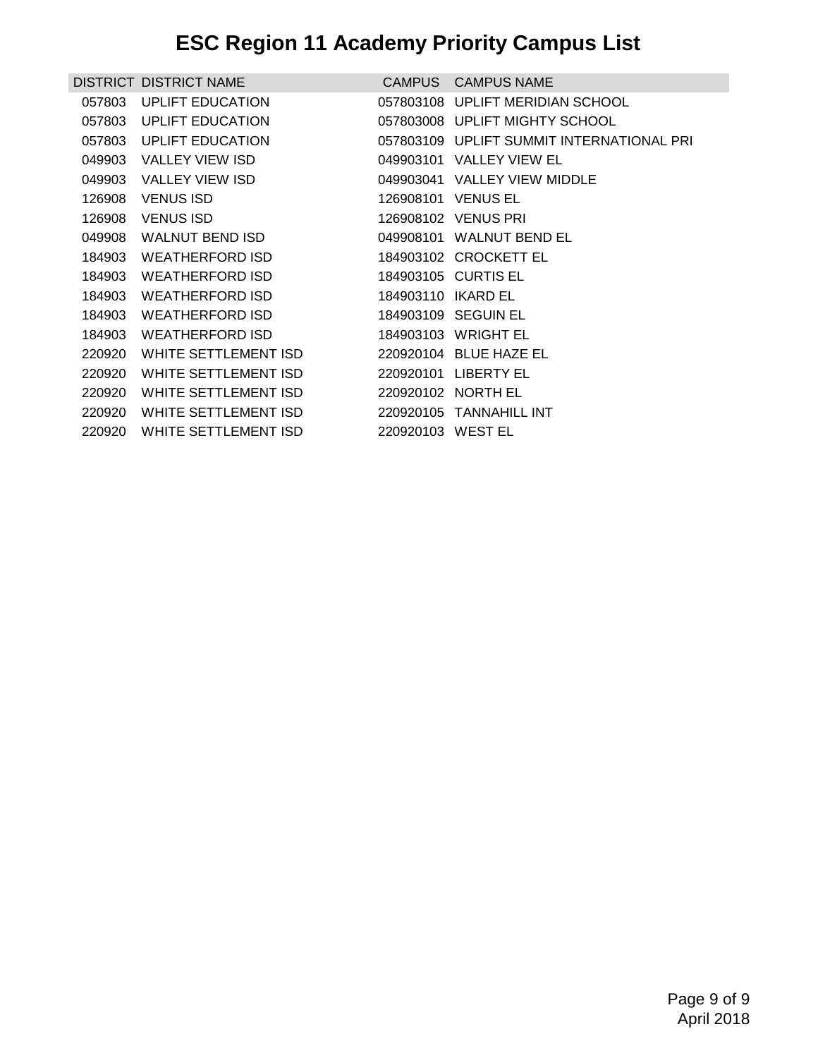# ESC Region 11 Academy Priority Campus List

| DISTRICT | DISTRICT NAME | CAMPUS | CAMPUS NAME |
|---|---|---|---|
| 057803 | UPLIFT EDUCATION | 057803108 | UPLIFT MERIDIAN SCHOOL |
| 057803 | UPLIFT EDUCATION | 057803008 | UPLIFT MIGHTY SCHOOL |
| 057803 | UPLIFT EDUCATION | 057803109 | UPLIFT SUMMIT INTERNATIONAL PRI |
| 049903 | VALLEY VIEW ISD | 049903101 | VALLEY VIEW EL |
| 049903 | VALLEY VIEW ISD | 049903041 | VALLEY VIEW MIDDLE |
| 126908 | VENUS ISD | 126908101 | VENUS EL |
| 126908 | VENUS ISD | 126908102 | VENUS PRI |
| 049908 | WALNUT BEND ISD | 049908101 | WALNUT BEND EL |
| 184903 | WEATHERFORD ISD | 184903102 | CROCKETT EL |
| 184903 | WEATHERFORD ISD | 184903105 | CURTIS EL |
| 184903 | WEATHERFORD ISD | 184903110 | IKARD EL |
| 184903 | WEATHERFORD ISD | 184903109 | SEGUIN EL |
| 184903 | WEATHERFORD ISD | 184903103 | WRIGHT EL |
| 220920 | WHITE SETTLEMENT ISD | 220920104 | BLUE HAZE EL |
| 220920 | WHITE SETTLEMENT ISD | 220920101 | LIBERTY EL |
| 220920 | WHITE SETTLEMENT ISD | 220920102 | NORTH EL |
| 220920 | WHITE SETTLEMENT ISD | 220920105 | TANNAHILL INT |
| 220920 | WHITE SETTLEMENT ISD | 220920103 | WEST EL |

April 2018